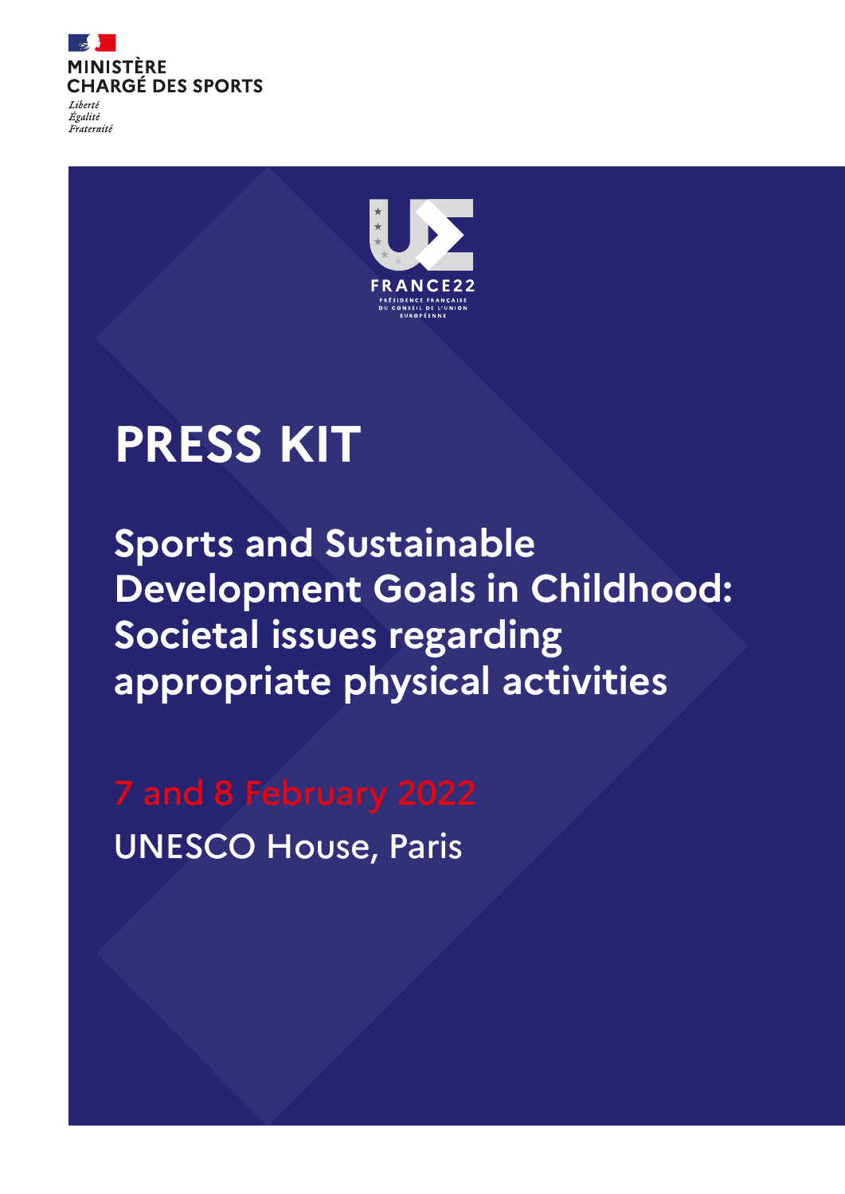MINISTÈRE CHARGÉ DES SPORTS

*Liberté*
*Égalité*
*Fraternité*

FRANCE22

PRÉSIDENCE FRANÇAISE DU CONSEIL DE L'UNION EUROPÉENNE

# PRESS KIT

## Sports and Sustainable Development Goals in Childhood: Societal issues regarding appropriate physical activities

7 and 8 February 2022

UNESCO House, Paris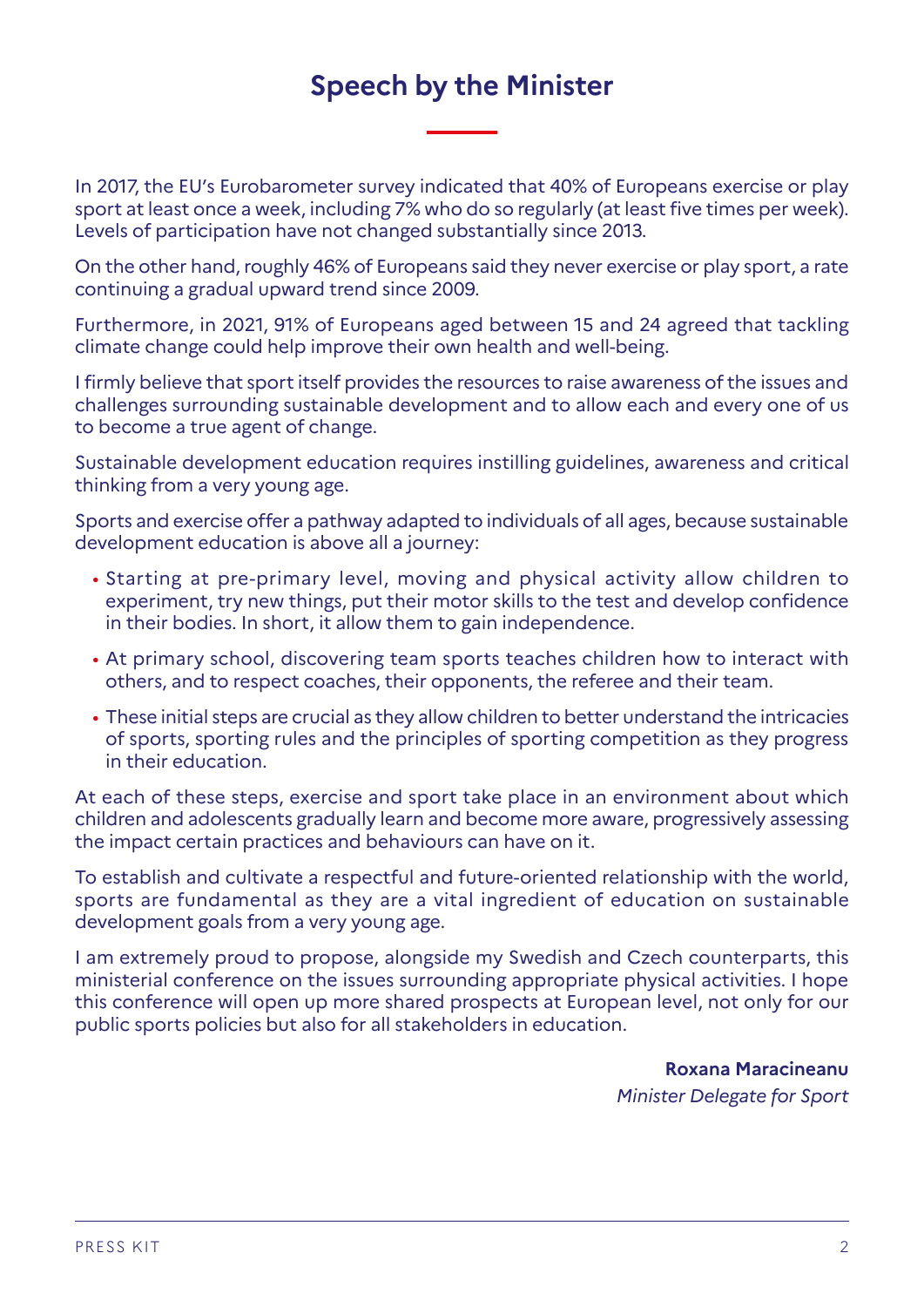# Speech by the Minister

In 2017, the EU's Eurobarometer survey indicated that 40% of Europeans exercise or play sport at least once a week, including 7% who do so regularly (at least five times per week). Levels of participation have not changed substantially since 2013.

On the other hand, roughly 46% of Europeans said they never exercise or play sport, a rate continuing a gradual upward trend since 2009.

Furthermore, in 2021, 91% of Europeans aged between 15 and 24 agreed that tackling climate change could help improve their own health and well-being.

I firmly believe that sport itself provides the resources to raise awareness of the issues and challenges surrounding sustainable development and to allow each and every one of us to become a true agent of change.

Sustainable development education requires instilling guidelines, awareness and critical thinking from a very young age.

Sports and exercise offer a pathway adapted to individuals of all ages, because sustainable development education is above all a journey:

- Starting at pre-primary level, moving and physical activity allow children to experiment, try new things, put their motor skills to the test and develop confidence in their bodies. In short, it allow them to gain independence.
- At primary school, discovering team sports teaches children how to interact with others, and to respect coaches, their opponents, the referee and their team.
- These initial steps are crucial as they allow children to better understand the intricacies of sports, sporting rules and the principles of sporting competition as they progress in their education.

At each of these steps, exercise and sport take place in an environment about which children and adolescents gradually learn and become more aware, progressively assessing the impact certain practices and behaviours can have on it.

To establish and cultivate a respectful and future-oriented relationship with the world, sports are fundamental as they are a vital ingredient of education on sustainable development goals from a very young age.

I am extremely proud to propose, alongside my Swedish and Czech counterparts, this ministerial conference on the issues surrounding appropriate physical activities. I hope this conference will open up more shared prospects at European level, not only for our public sports policies but also for all stakeholders in education.

**Roxana Maracineanu**
*Minister Delegate for Sport*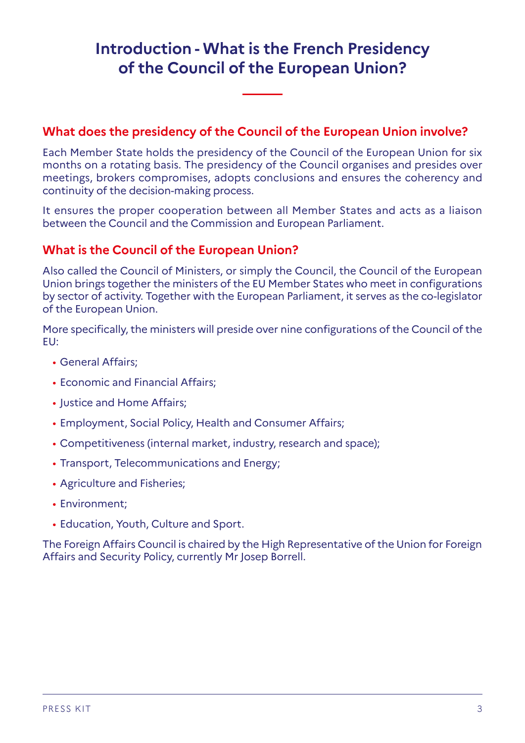# Introduction - What is the French Presidency of the Council of the European Union?

## What does the presidency of the Council of the European Union involve?

Each Member State holds the presidency of the Council of the European Union for six months on a rotating basis. The presidency of the Council organises and presides over meetings, brokers compromises, adopts conclusions and ensures the coherency and continuity of the decision-making process.

It ensures the proper cooperation between all Member States and acts as a liaison between the Council and the Commission and European Parliament.

## What is the Council of the European Union?

Also called the Council of Ministers, or simply the Council, the Council of the European Union brings together the ministers of the EU Member States who meet in configurations by sector of activity. Together with the European Parliament, it serves as the co-legislator of the European Union.

More specifically, the ministers will preside over nine configurations of the Council of the EU:

- General Affairs;
- Economic and Financial Affairs;
- Justice and Home Affairs;
- Employment, Social Policy, Health and Consumer Affairs;
- Competitiveness (internal market, industry, research and space);
- Transport, Telecommunications and Energy;
- Agriculture and Fisheries;
- Environment;
- Education, Youth, Culture and Sport.

The Foreign Affairs Council is chaired by the High Representative of the Union for Foreign Affairs and Security Policy, currently Mr Josep Borrell.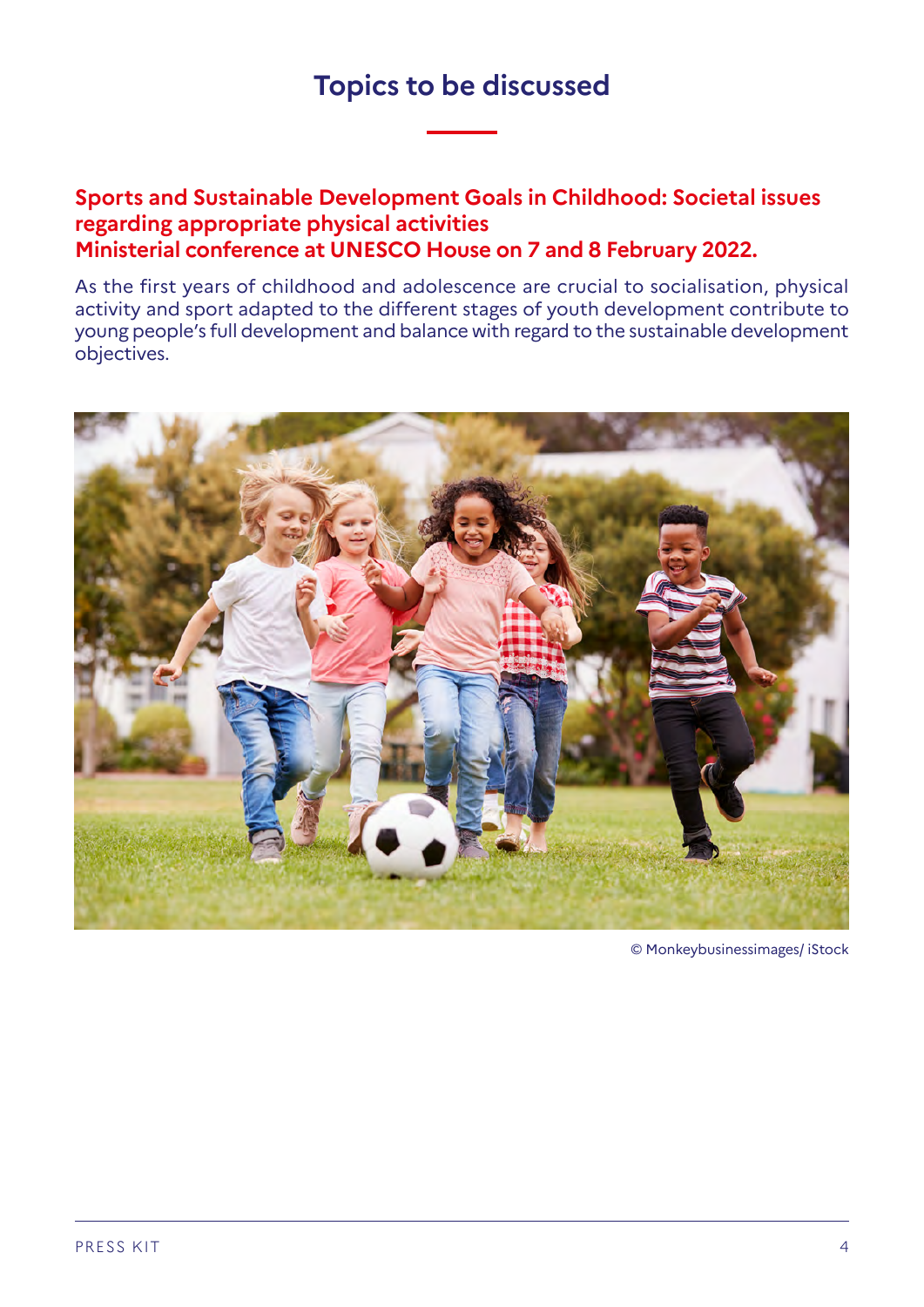# Topics to be discussed

## Sports and Sustainable Development Goals in Childhood: Societal issues regarding appropriate physical activities
## Ministerial conference at UNESCO House on 7 and 8 February 2022.

As the first years of childhood and adolescence are crucial to socialisation, physical activity and sport adapted to the different stages of youth development contribute to young people's full development and balance with regard to the sustainable development objectives.

© Monkeybusinessimages/ iStock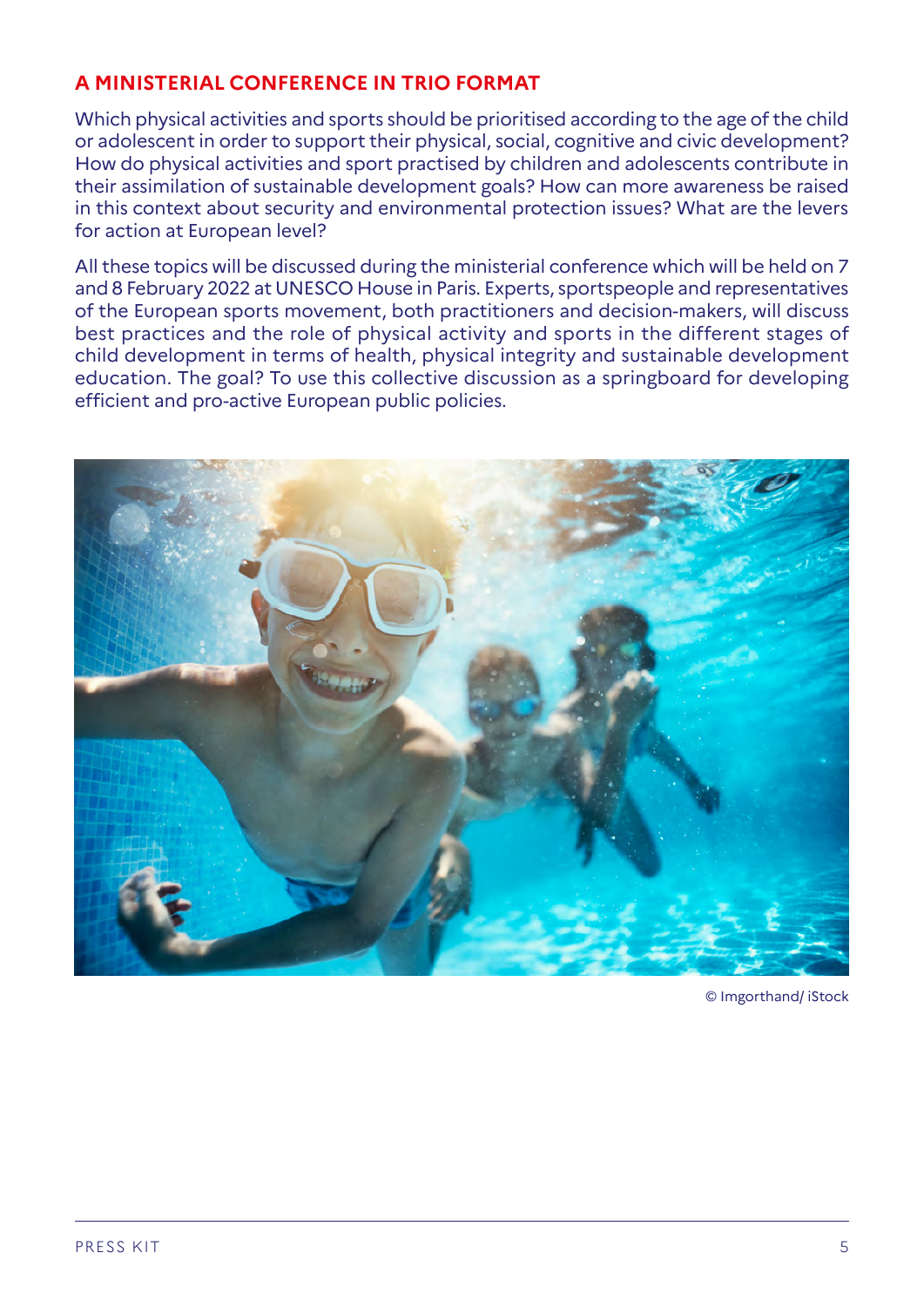## A MINISTERIAL CONFERENCE IN TRIO FORMAT

Which physical activities and sports should be prioritised according to the age of the child or adolescent in order to support their physical, social, cognitive and civic development? How do physical activities and sport practised by children and adolescents contribute in their assimilation of sustainable development goals? How can more awareness be raised in this context about security and environmental protection issues? What are the levers for action at European level?

All these topics will be discussed during the ministerial conference which will be held on 7 and 8 February 2022 at UNESCO House in Paris. Experts, sportspeople and representatives of the European sports movement, both practitioners and decision-makers, will discuss best practices and the role of physical activity and sports in the different stages of child development in terms of health, physical integrity and sustainable development education. The goal? To use this collective discussion as a springboard for developing efficient and pro-active European public policies.

© Imgorthand/ iStock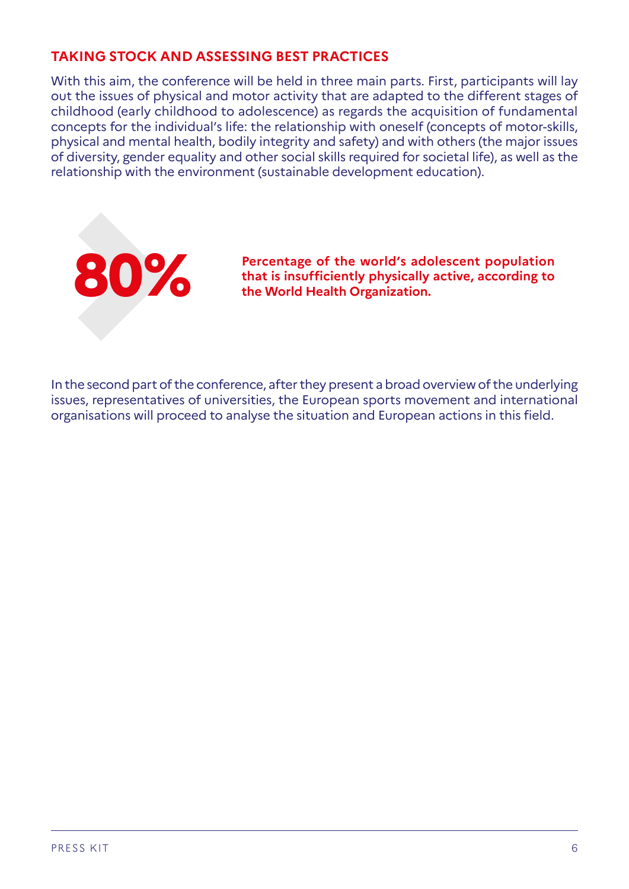## TAKING STOCK AND ASSESSING BEST PRACTICES

With this aim, the conference will be held in three main parts. First, participants will lay out the issues of physical and motor activity that are adapted to the different stages of childhood (early childhood to adolescence) as regards the acquisition of fundamental concepts for the individual's life: the relationship with oneself (concepts of motor-skills, physical and mental health, bodily integrity and safety) and with others (the major issues of diversity, gender equality and other social skills required for societal life), as well as the relationship with the environment (sustainable development education).

**80%**

**Percentage of the world's adolescent population that is insufficiently physically active, according to the World Health Organization.**

In the second part of the conference, after they present a broad overview of the underlying issues, representatives of universities, the European sports movement and international organisations will proceed to analyse the situation and European actions in this field.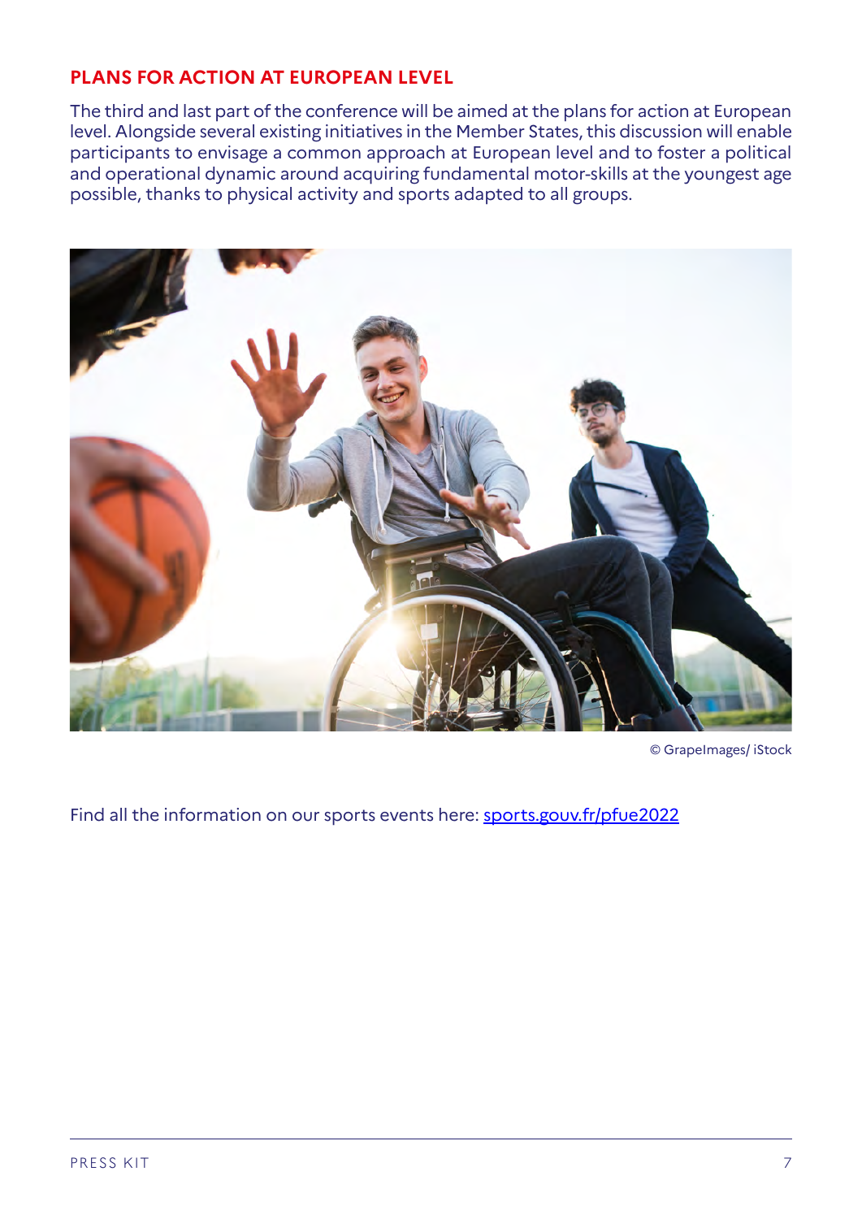### PLANS FOR ACTION AT EUROPEAN LEVEL

The third and last part of the conference will be aimed at the plans for action at European level. Alongside several existing initiatives in the Member States, this discussion will enable participants to envisage a common approach at European level and to foster a political and operational dynamic around acquiring fundamental motor-skills at the youngest age possible, thanks to physical activity and sports adapted to all groups.

© GrapeImages/ iStock

Find all the information on our sports events here: [sports.gouv.fr/pfue2022](sports.gouv.fr/pfue2022)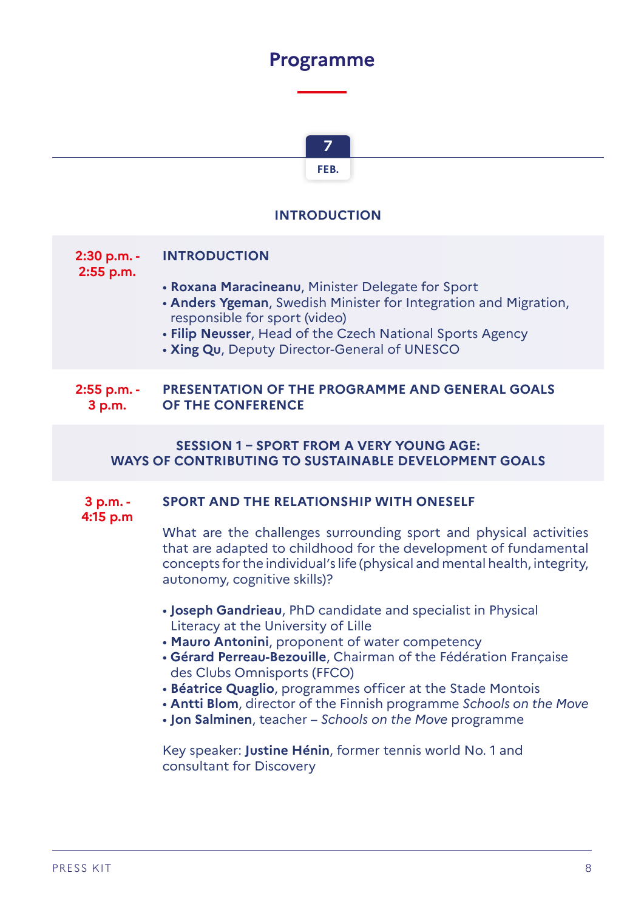# Programme

**7 FEB.**

## INTRODUCTION

**2:30 p.m. - 2:55 p.m.**

### INTRODUCTION

- **Roxana Maracineanu**, Minister Delegate for Sport
- **Anders Ygeman**, Swedish Minister for Integration and Migration, responsible for sport (video)
- **Filip Neusser**, Head of the Czech National Sports Agency
- **Xing Qu**, Deputy Director-General of UNESCO

**2:55 p.m. - 3 p.m.**

### PRESENTATION OF THE PROGRAMME AND GENERAL GOALS OF THE CONFERENCE

## SESSION 1 – SPORT FROM A VERY YOUNG AGE: WAYS OF CONTRIBUTING TO SUSTAINABLE DEVELOPMENT GOALS

**3 p.m. - 4:15 p.m**

### SPORT AND THE RELATIONSHIP WITH ONESELF

What are the challenges surrounding sport and physical activities that are adapted to childhood for the development of fundamental concepts for the individual's life (physical and mental health, integrity, autonomy, cognitive skills)?

- **Joseph Gandrieau**, PhD candidate and specialist in Physical Literacy at the University of Lille
- **Mauro Antonini**, proponent of water competency
- **Gérard Perreau-Bezouille**, Chairman of the Fédération Française des Clubs Omnisports (FFCO)
- **Béatrice Quaglio**, programmes officer at the Stade Montois
- **Antti Blom**, director of the Finnish programme *Schools on the Move*
- **Jon Salminen**, teacher – *Schools on the Move* programme

Key speaker: **Justine Hénin**, former tennis world No. 1 and consultant for Discovery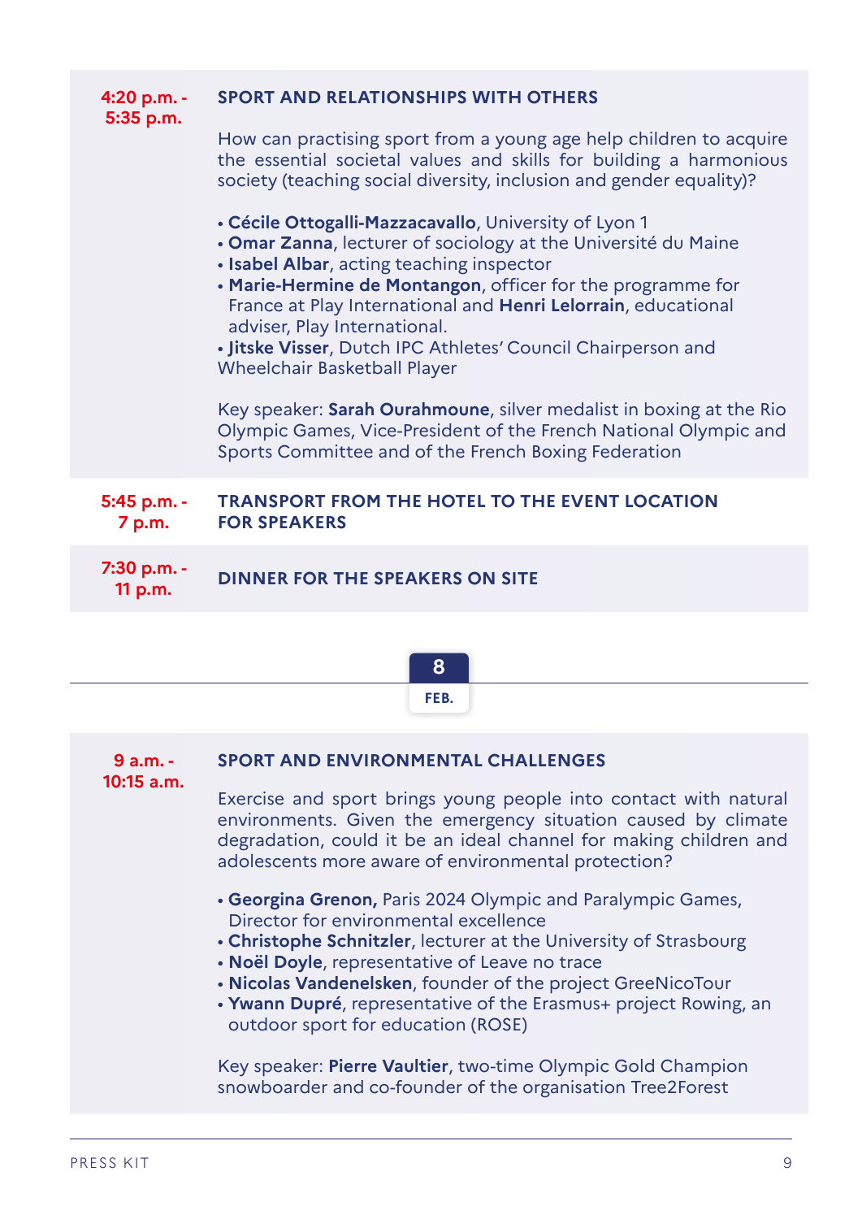**4:20 p.m. - 5:35 p.m.**

### SPORT AND RELATIONSHIPS WITH OTHERS

How can practising sport from a young age help children to acquire the essential societal values and skills for building a harmonious society (teaching social diversity, inclusion and gender equality)?

- **Cécile Ottogalli-Mazzacavallo**, University of Lyon 1
- **Omar Zanna**, lecturer of sociology at the Université du Maine
- **Isabel Albar**, acting teaching inspector
- **Marie-Hermine de Montangon**, officer for the programme for France at Play International and **Henri Lelorrain**, educational adviser, Play International.
- **Jitske Visser**, Dutch IPC Athletes' Council Chairperson and Wheelchair Basketball Player

Key speaker: **Sarah Ourahmoune**, silver medalist in boxing at the Rio Olympic Games, Vice-President of the French National Olympic and Sports Committee and of the French Boxing Federation

**5:45 p.m. - 7 p.m.**

### TRANSPORT FROM THE HOTEL TO THE EVENT LOCATION FOR SPEAKERS

**7:30 p.m. - 11 p.m.**

### DINNER FOR THE SPEAKERS ON SITE

## 8 FEB.

**9 a.m. - 10:15 a.m.**

### SPORT AND ENVIRONMENTAL CHALLENGES

Exercise and sport brings young people into contact with natural environments. Given the emergency situation caused by climate degradation, could it be an ideal channel for making children and adolescents more aware of environmental protection?

- **Georgina Grenon,** Paris 2024 Olympic and Paralympic Games, Director for environmental excellence
- **Christophe Schnitzler**, lecturer at the University of Strasbourg
- **Noël Doyle**, representative of Leave no trace
- **Nicolas Vandenelsken**, founder of the project GreeNicoTour
- **Ywann Dupré**, representative of the Erasmus+ project Rowing, an outdoor sport for education (ROSE)

Key speaker: **Pierre Vaultier**, two-time Olympic Gold Champion snowboarder and co-founder of the organisation Tree2Forest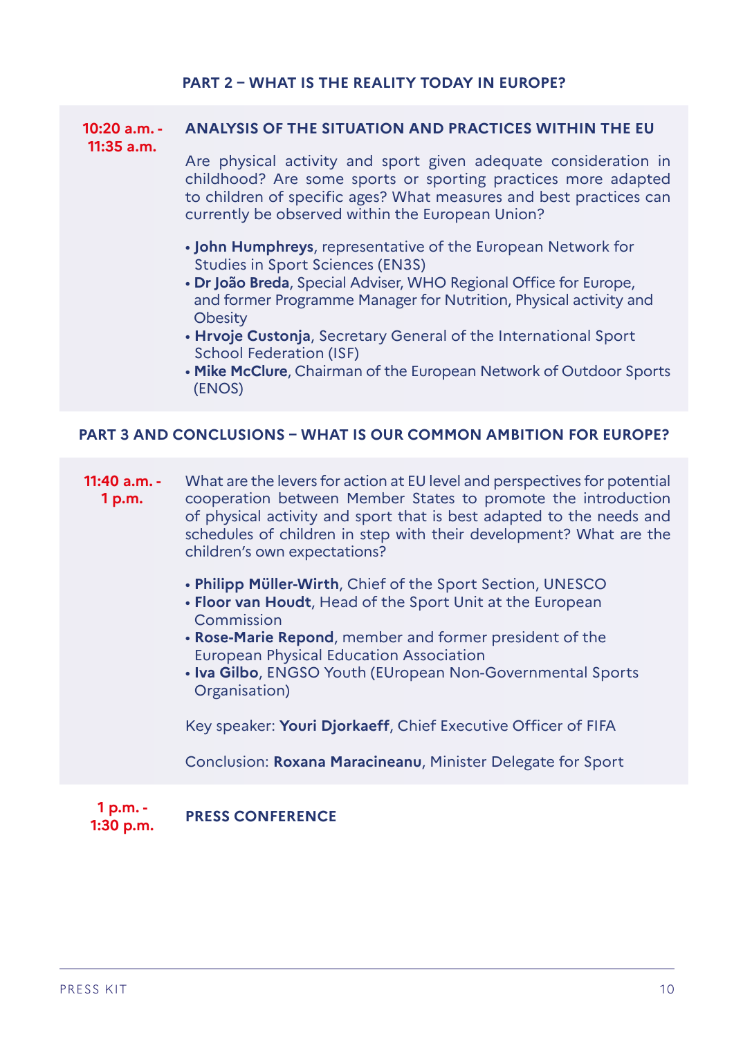## PART 2 – WHAT IS THE REALITY TODAY IN EUROPE?

**10:20 a.m. - 11:35 a.m.**

**ANALYSIS OF THE SITUATION AND PRACTICES WITHIN THE EU**

Are physical activity and sport given adequate consideration in childhood? Are some sports or sporting practices more adapted to children of specific ages? What measures and best practices can currently be observed within the European Union?

- **John Humphreys**, representative of the European Network for Studies in Sport Sciences (EN3S)
- **Dr João Breda**, Special Adviser, WHO Regional Office for Europe, and former Programme Manager for Nutrition, Physical activity and Obesity
- **Hrvoje Custonja**, Secretary General of the International Sport School Federation (ISF)
- **Mike McClure**, Chairman of the European Network of Outdoor Sports (ENOS)

## PART 3 AND CONCLUSIONS – WHAT IS OUR COMMON AMBITION FOR EUROPE?

**11:40 a.m. - 1 p.m.**

What are the levers for action at EU level and perspectives for potential cooperation between Member States to promote the introduction of physical activity and sport that is best adapted to the needs and schedules of children in step with their development? What are the children's own expectations?

- **Philipp Müller-Wirth**, Chief of the Sport Section, UNESCO
- **Floor van Houdt**, Head of the Sport Unit at the European Commission
- **Rose-Marie Repond**, member and former president of the European Physical Education Association
- **Iva Gilbo**, ENGSO Youth (EUropean Non-Governmental Sports Organisation)

Key speaker: **Youri Djorkaeff**, Chief Executive Officer of FIFA

Conclusion: **Roxana Maracineanu**, Minister Delegate for Sport

**1 p.m. - 1:30 p.m.**

**PRESS CONFERENCE**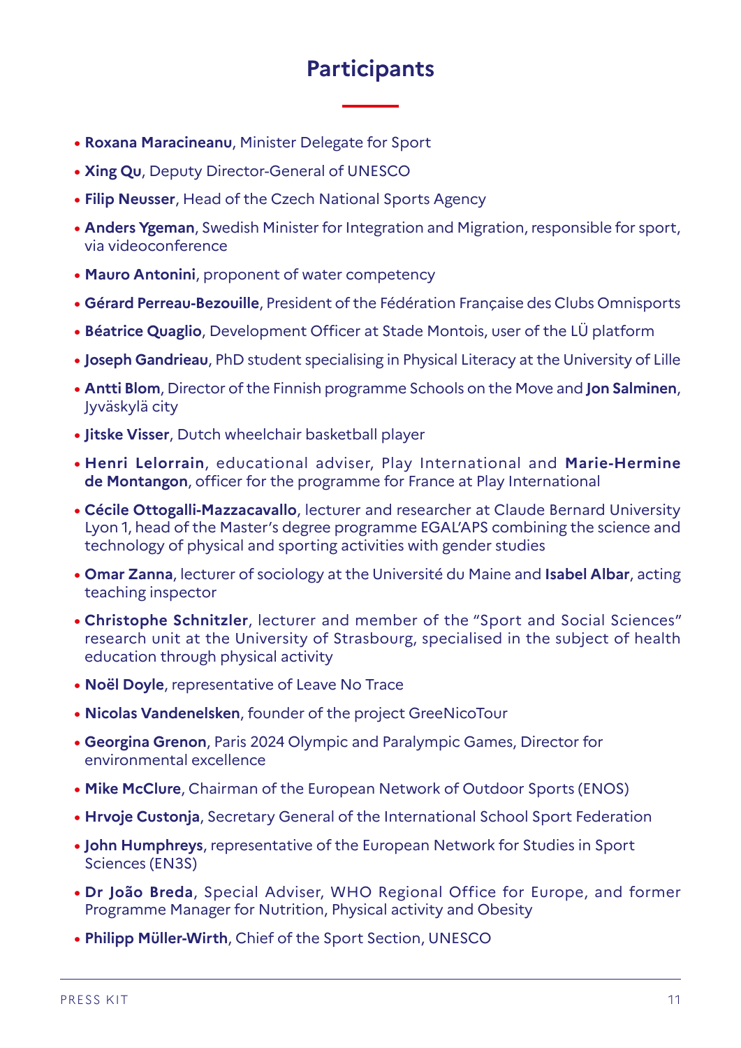# Participants

- **Roxana Maracineanu**, Minister Delegate for Sport
- **Xing Qu**, Deputy Director-General of UNESCO
- **Filip Neusser**, Head of the Czech National Sports Agency
- **Anders Ygeman**, Swedish Minister for Integration and Migration, responsible for sport, via videoconference
- **Mauro Antonini**, proponent of water competency
- **Gérard Perreau-Bezouille**, President of the Fédération Française des Clubs Omnisports
- **Béatrice Quaglio**, Development Officer at Stade Montois, user of the LÜ platform
- **Joseph Gandrieau**, PhD student specialising in Physical Literacy at the University of Lille
- **Antti Blom**, Director of the Finnish programme Schools on the Move and **Jon Salminen**, Jyväskylä city
- **Jitske Visser**, Dutch wheelchair basketball player
- **Henri Lelorrain**, educational adviser, Play International and **Marie-Hermine de Montangon**, officer for the programme for France at Play International
- **Cécile Ottogalli-Mazzacavallo**, lecturer and researcher at Claude Bernard University Lyon 1, head of the Master's degree programme EGAL'APS combining the science and technology of physical and sporting activities with gender studies
- **Omar Zanna**, lecturer of sociology at the Université du Maine and **Isabel Albar**, acting teaching inspector
- **Christophe Schnitzler**, lecturer and member of the "Sport and Social Sciences" research unit at the University of Strasbourg, specialised in the subject of health education through physical activity
- **Noël Doyle**, representative of Leave No Trace
- **Nicolas Vandenelsken**, founder of the project GreeNicoTour
- **Georgina Grenon**, Paris 2024 Olympic and Paralympic Games, Director for environmental excellence
- **Mike McClure**, Chairman of the European Network of Outdoor Sports (ENOS)
- **Hrvoje Custonja**, Secretary General of the International School Sport Federation
- **John Humphreys**, representative of the European Network for Studies in Sport Sciences (EN3S)
- **Dr João Breda**, Special Adviser, WHO Regional Office for Europe, and former Programme Manager for Nutrition, Physical activity and Obesity
- **Philipp Müller-Wirth**, Chief of the Sport Section, UNESCO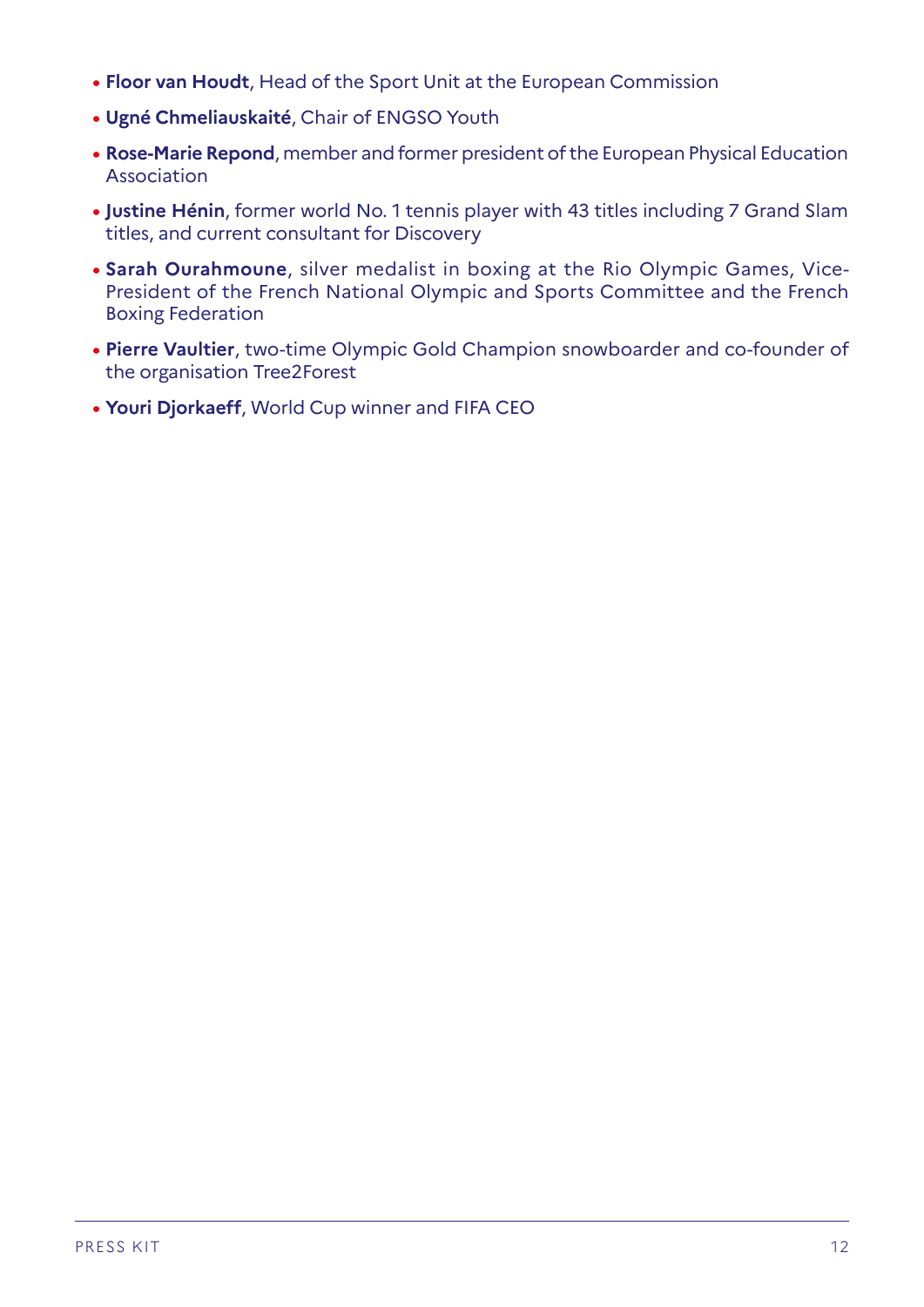- **Floor van Houdt**, Head of the Sport Unit at the European Commission
- **Ugné Chmeliauskaité**, Chair of ENGSO Youth
- **Rose-Marie Repond**, member and former president of the European Physical Education Association
- **Justine Hénin**, former world No. 1 tennis player with 43 titles including 7 Grand Slam titles, and current consultant for Discovery
- **Sarah Ourahmoune**, silver medalist in boxing at the Rio Olympic Games, Vice-President of the French National Olympic and Sports Committee and the French Boxing Federation
- **Pierre Vaultier**, two-time Olympic Gold Champion snowboarder and co-founder of the organisation Tree2Forest
- **Youri Djorkaeff**, World Cup winner and FIFA CEO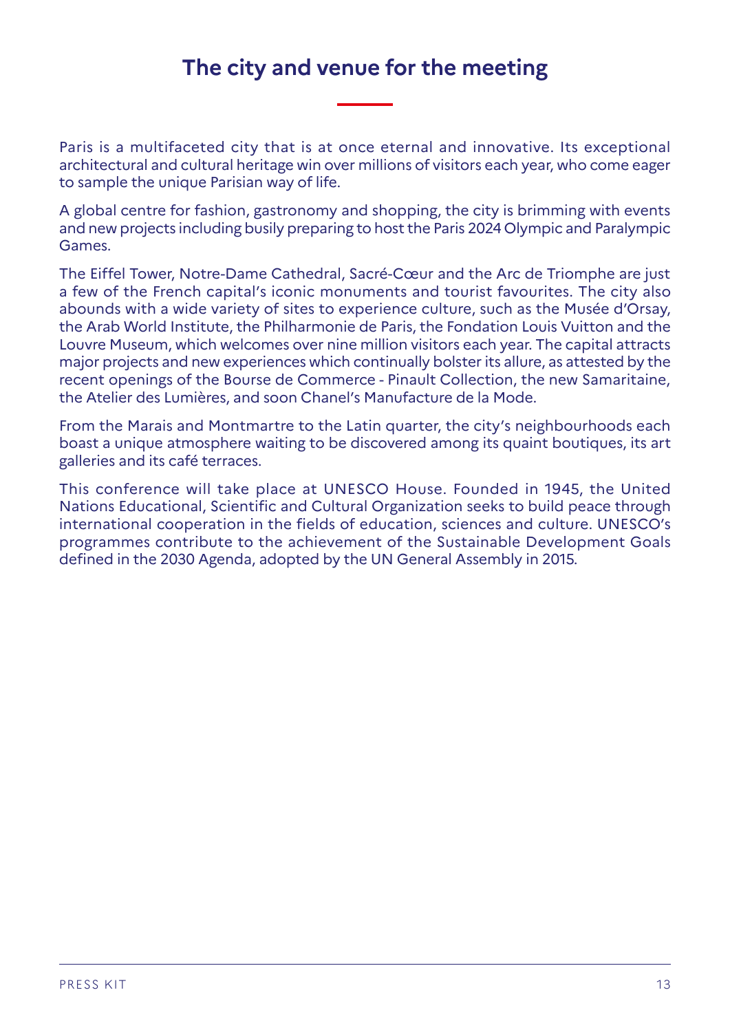# The city and venue for the meeting

Paris is a multifaceted city that is at once eternal and innovative. Its exceptional architectural and cultural heritage win over millions of visitors each year, who come eager to sample the unique Parisian way of life.

A global centre for fashion, gastronomy and shopping, the city is brimming with events and new projects including busily preparing to host the Paris 2024 Olympic and Paralympic Games.

The Eiffel Tower, Notre-Dame Cathedral, Sacré-Cœur and the Arc de Triomphe are just a few of the French capital's iconic monuments and tourist favourites. The city also abounds with a wide variety of sites to experience culture, such as the Musée d'Orsay, the Arab World Institute, the Philharmonie de Paris, the Fondation Louis Vuitton and the Louvre Museum, which welcomes over nine million visitors each year. The capital attracts major projects and new experiences which continually bolster its allure, as attested by the recent openings of the Bourse de Commerce - Pinault Collection, the new Samaritaine, the Atelier des Lumières, and soon Chanel's Manufacture de la Mode.

From the Marais and Montmartre to the Latin quarter, the city's neighbourhoods each boast a unique atmosphere waiting to be discovered among its quaint boutiques, its art galleries and its café terraces.

This conference will take place at UNESCO House. Founded in 1945, the United Nations Educational, Scientific and Cultural Organization seeks to build peace through international cooperation in the fields of education, sciences and culture. UNESCO's programmes contribute to the achievement of the Sustainable Development Goals defined in the 2030 Agenda, adopted by the UN General Assembly in 2015.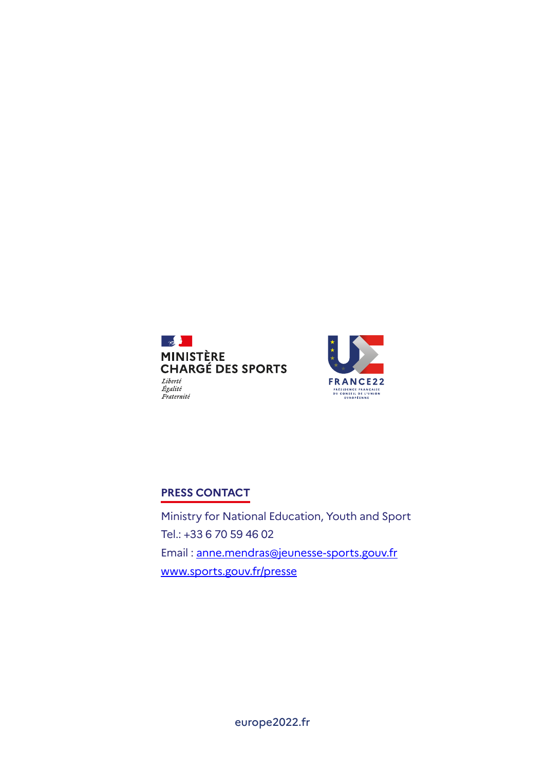MINISTÈRE
CHARGÉ DES SPORTS

*Liberté*
*Égalité*
*Fraternité*

FRANCE22
PRÉSIDENCE FRANÇAISE DU CONSEIL DE L'UNION EUROPÉENNE

## PRESS CONTACT

Ministry for National Education, Youth and Sport
Tel.: +33 6 70 59 46 02
Email : anne.mendras@jeunesse-sports.gouv.fr
www.sports.gouv.fr/presse

europe2022.fr